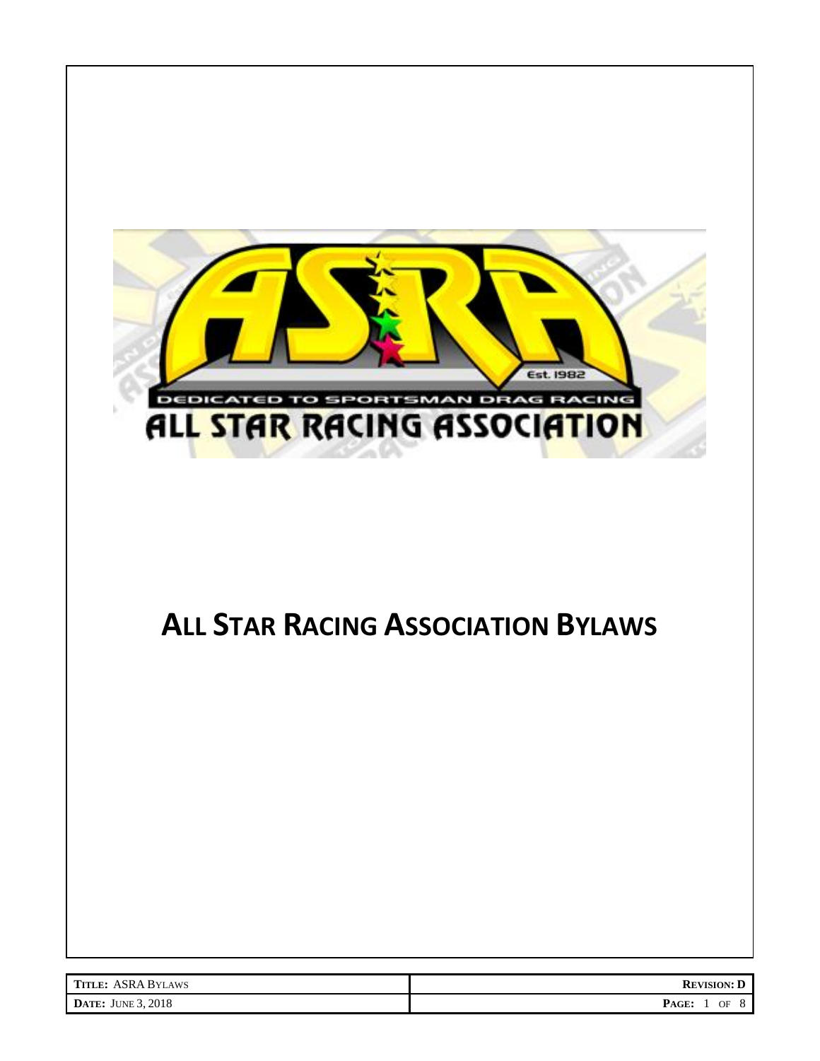# ALL STAR RACING ASSOCIATION BYLAWS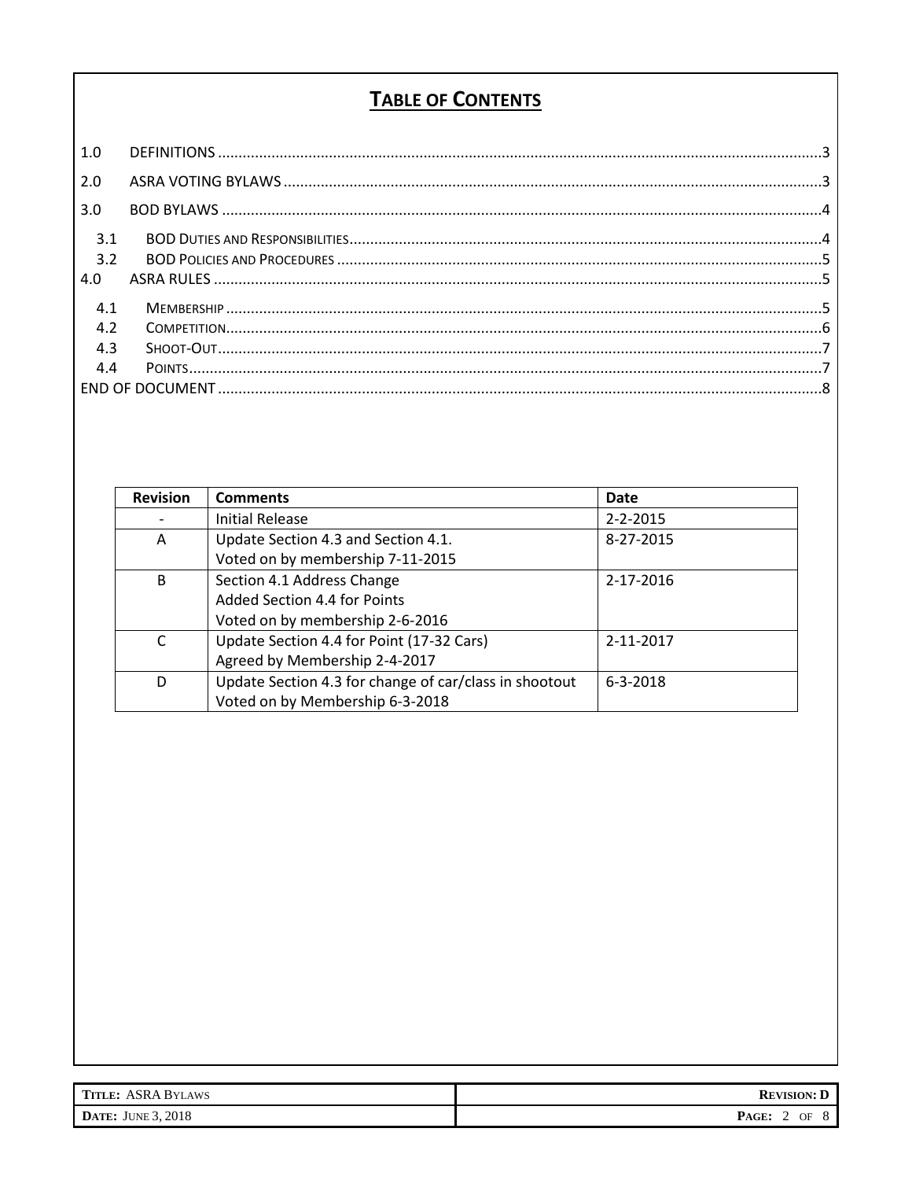# TABLE OF CONTENTS

1.0 DEFINITIONS ....3

2.0 ASRA VOTING BYLAWS ....3

3.0 BOD BYLAWS ....4

- 3.1 BOD DUTIES AND RESPONSIBILITIES ....4
- 3.2 BOD POLICIES AND PROCEDURES ....5

4.0 ASRA RULES ....5

- 4.1 MEMBERSHIP ....5
- 4.2 COMPETITION ....6
- 4.3 SHOOT-OUT ....7
- 4.4 POINTS ....7

END OF DOCUMENT ....8

| Revision | Comments | Date |
|---|---|---|
| - | Initial Release | 2-2-2015 |
| A | Update Section 4.3 and Section 4.1.<br>Voted on by membership 7-11-2015 | 8-27-2015 |
| B | Section 4.1 Address Change<br>Added Section 4.4 for Points<br>Voted on by membership 2-6-2016 | 2-17-2016 |
| C | Update Section 4.4 for Point (17-32 Cars)<br>Agreed by Membership 2-4-2017 | 2-11-2017 |
| D | Update Section 4.3 for change of car/class in shootout<br>Voted on by Membership 6-3-2018 | 6-3-2018 |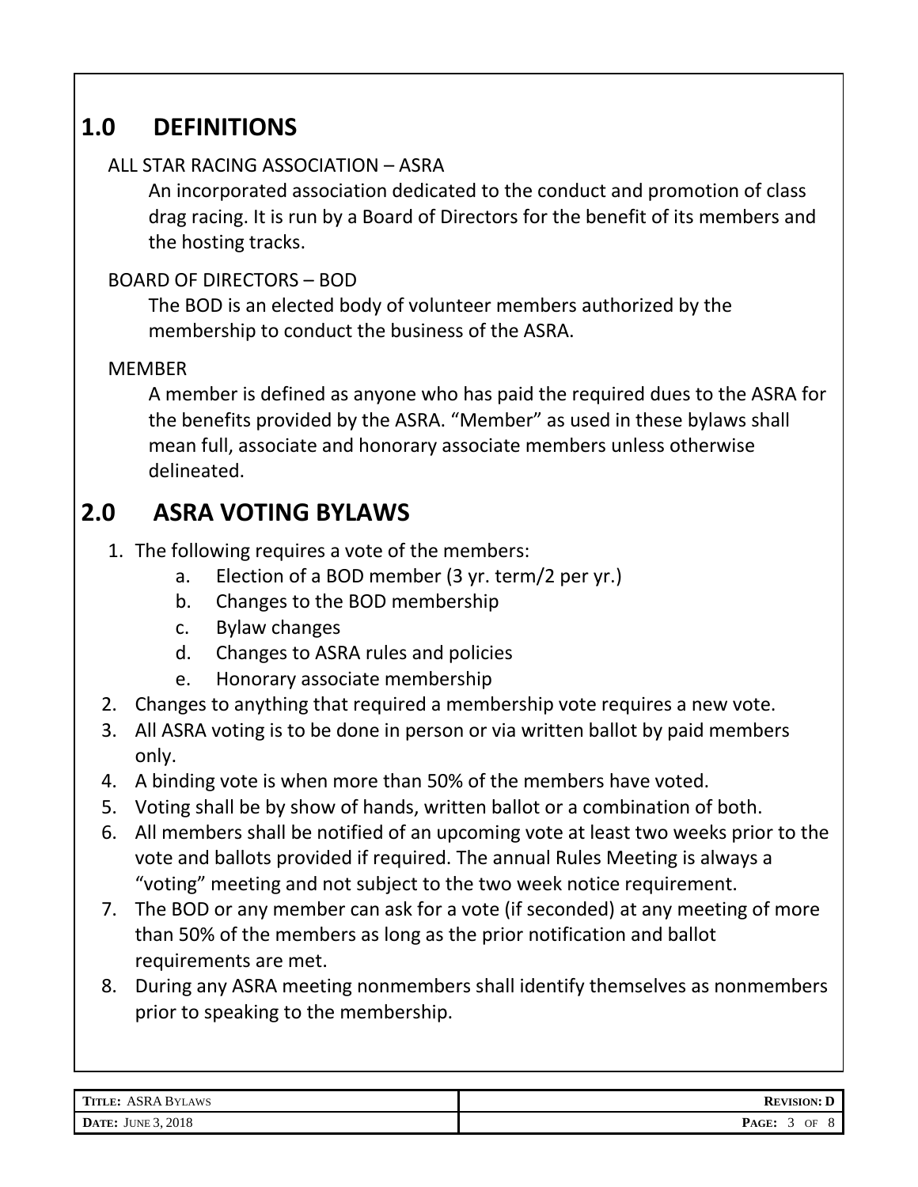## 1.0 DEFINITIONS

ALL STAR RACING ASSOCIATION – ASRA

An incorporated association dedicated to the conduct and promotion of class drag racing. It is run by a Board of Directors for the benefit of its members and the hosting tracks.

BOARD OF DIRECTORS – BOD

The BOD is an elected body of volunteer members authorized by the membership to conduct the business of the ASRA.

MEMBER

A member is defined as anyone who has paid the required dues to the ASRA for the benefits provided by the ASRA. "Member" as used in these bylaws shall mean full, associate and honorary associate members unless otherwise delineated.

## 2.0 ASRA VOTING BYLAWS

1. The following requires a vote of the members:
    a. Election of a BOD member (3 yr. term/2 per yr.)
    b. Changes to the BOD membership
    c. Bylaw changes
    d. Changes to ASRA rules and policies
    e. Honorary associate membership
2. Changes to anything that required a membership vote requires a new vote.
3. All ASRA voting is to be done in person or via written ballot by paid members only.
4. A binding vote is when more than 50% of the members have voted.
5. Voting shall be by show of hands, written ballot or a combination of both.
6. All members shall be notified of an upcoming vote at least two weeks prior to the vote and ballots provided if required. The annual Rules Meeting is always a "voting" meeting and not subject to the two week notice requirement.
7. The BOD or any member can ask for a vote (if seconded) at any meeting of more than 50% of the members as long as the prior notification and ballot requirements are met.
8. During any ASRA meeting nonmembers shall identify themselves as nonmembers prior to speaking to the membership.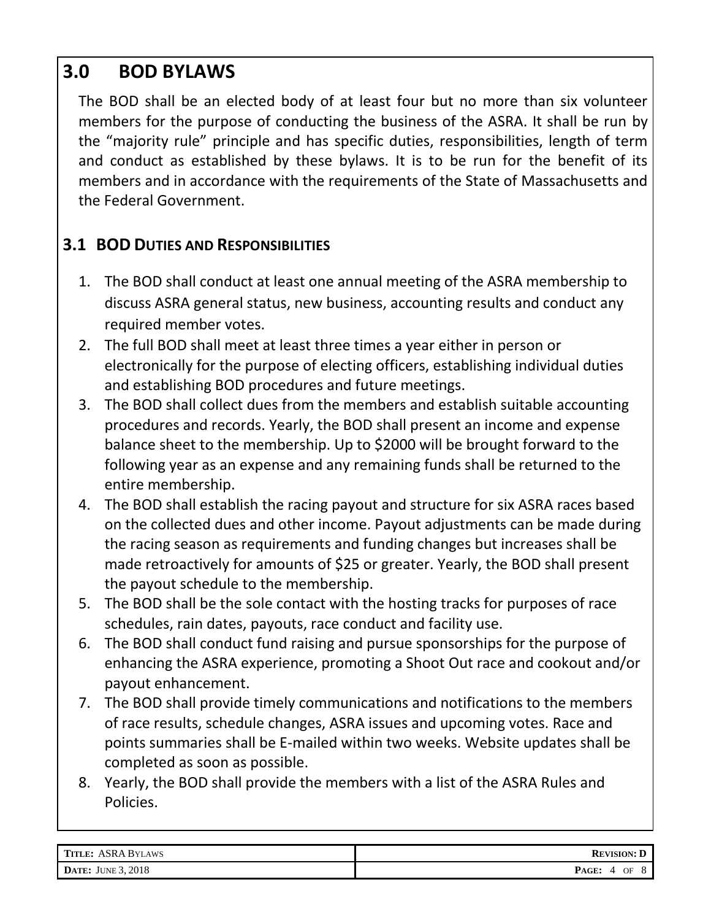# 3.0 BOD BYLAWS

The BOD shall be an elected body of at least four but no more than six volunteer members for the purpose of conducting the business of the ASRA. It shall be run by the "majority rule" principle and has specific duties, responsibilities, length of term and conduct as established by these bylaws. It is to be run for the benefit of its members and in accordance with the requirements of the State of Massachusetts and the Federal Government.

## 3.1 BOD Duties and Responsibilities

1. The BOD shall conduct at least one annual meeting of the ASRA membership to discuss ASRA general status, new business, accounting results and conduct any required member votes.
2. The full BOD shall meet at least three times a year either in person or electronically for the purpose of electing officers, establishing individual duties and establishing BOD procedures and future meetings.
3. The BOD shall collect dues from the members and establish suitable accounting procedures and records. Yearly, the BOD shall present an income and expense balance sheet to the membership. Up to $2000 will be brought forward to the following year as an expense and any remaining funds shall be returned to the entire membership.
4. The BOD shall establish the racing payout and structure for six ASRA races based on the collected dues and other income. Payout adjustments can be made during the racing season as requirements and funding changes but increases shall be made retroactively for amounts of $25 or greater. Yearly, the BOD shall present the payout schedule to the membership.
5. The BOD shall be the sole contact with the hosting tracks for purposes of race schedules, rain dates, payouts, race conduct and facility use.
6. The BOD shall conduct fund raising and pursue sponsorships for the purpose of enhancing the ASRA experience, promoting a Shoot Out race and cookout and/or payout enhancement.
7. The BOD shall provide timely communications and notifications to the members of race results, schedule changes, ASRA issues and upcoming votes. Race and points summaries shall be E-mailed within two weeks. Website updates shall be completed as soon as possible.
8. Yearly, the BOD shall provide the members with a list of the ASRA Rules and Policies.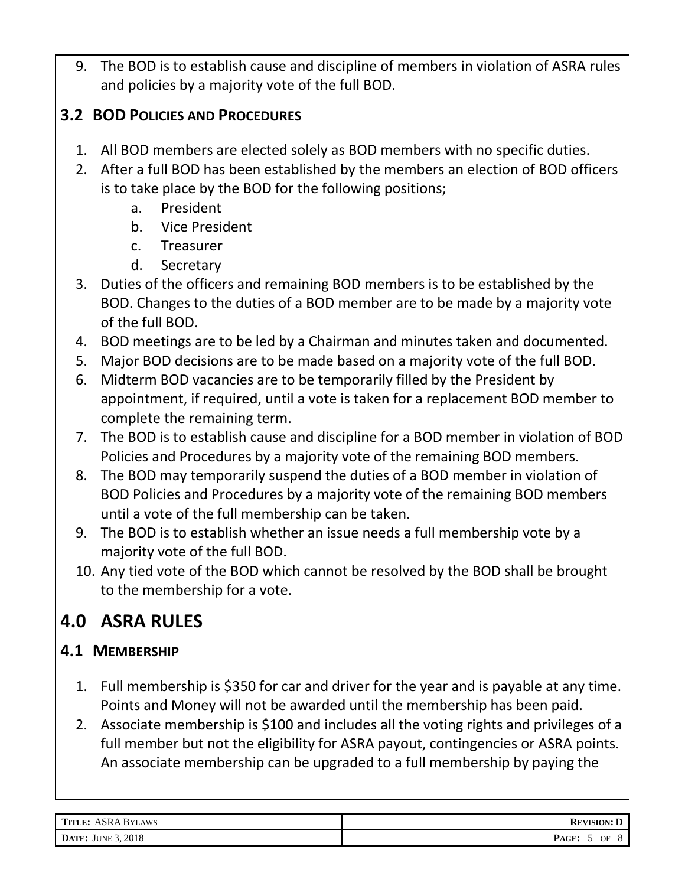9. The BOD is to establish cause and discipline of members in violation of ASRA rules and policies by a majority vote of the full BOD.

### 3.2 BOD Policies and Procedures

1. All BOD members are elected solely as BOD members with no specific duties.
2. After a full BOD has been established by the members an election of BOD officers is to take place by the BOD for the following positions;
   a. President
   b. Vice President
   c. Treasurer
   d. Secretary
3. Duties of the officers and remaining BOD members is to be established by the BOD. Changes to the duties of a BOD member are to be made by a majority vote of the full BOD.
4. BOD meetings are to be led by a Chairman and minutes taken and documented.
5. Major BOD decisions are to be made based on a majority vote of the full BOD.
6. Midterm BOD vacancies are to be temporarily filled by the President by appointment, if required, until a vote is taken for a replacement BOD member to complete the remaining term.
7. The BOD is to establish cause and discipline for a BOD member in violation of BOD Policies and Procedures by a majority vote of the remaining BOD members.
8. The BOD may temporarily suspend the duties of a BOD member in violation of BOD Policies and Procedures by a majority vote of the remaining BOD members until a vote of the full membership can be taken.
9. The BOD is to establish whether an issue needs a full membership vote by a majority vote of the full BOD.
10. Any tied vote of the BOD which cannot be resolved by the BOD shall be brought to the membership for a vote.

## 4.0 ASRA RULES

### 4.1 Membership

1. Full membership is $350 for car and driver for the year and is payable at any time. Points and Money will not be awarded until the membership has been paid.
2. Associate membership is $100 and includes all the voting rights and privileges of a full member but not the eligibility for ASRA payout, contingencies or ASRA points. An associate membership can be upgraded to a full membership by paying the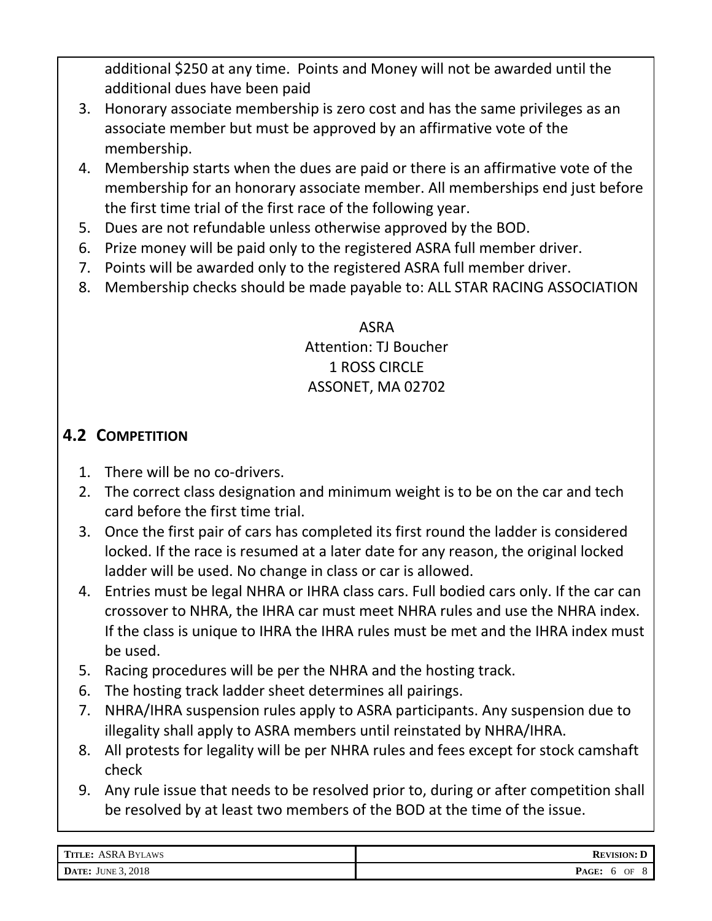additional $250 at any time. Points and Money will not be awarded until the additional dues have been paid

3. Honorary associate membership is zero cost and has the same privileges as an associate member but must be approved by an affirmative vote of the membership.
4. Membership starts when the dues are paid or there is an affirmative vote of the membership for an honorary associate member. All memberships end just before the first time trial of the first race of the following year.
5. Dues are not refundable unless otherwise approved by the BOD.
6. Prize money will be paid only to the registered ASRA full member driver.
7. Points will be awarded only to the registered ASRA full member driver.
8. Membership checks should be made payable to: ALL STAR RACING ASSOCIATION

ASRA
Attention: TJ Boucher
1 ROSS CIRCLE
ASSONET, MA 02702

## 4.2 Competition

1. There will be no co-drivers.
2. The correct class designation and minimum weight is to be on the car and tech card before the first time trial.
3. Once the first pair of cars has completed its first round the ladder is considered locked. If the race is resumed at a later date for any reason, the original locked ladder will be used. No change in class or car is allowed.
4. Entries must be legal NHRA or IHRA class cars. Full bodied cars only. If the car can crossover to NHRA, the IHRA car must meet NHRA rules and use the NHRA index. If the class is unique to IHRA the IHRA rules must be met and the IHRA index must be used.
5. Racing procedures will be per the NHRA and the hosting track.
6. The hosting track ladder sheet determines all pairings.
7. NHRA/IHRA suspension rules apply to ASRA participants. Any suspension due to illegality shall apply to ASRA members until reinstated by NHRA/IHRA.
8. All protests for legality will be per NHRA rules and fees except for stock camshaft check
9. Any rule issue that needs to be resolved prior to, during or after competition shall be resolved by at least two members of the BOD at the time of the issue.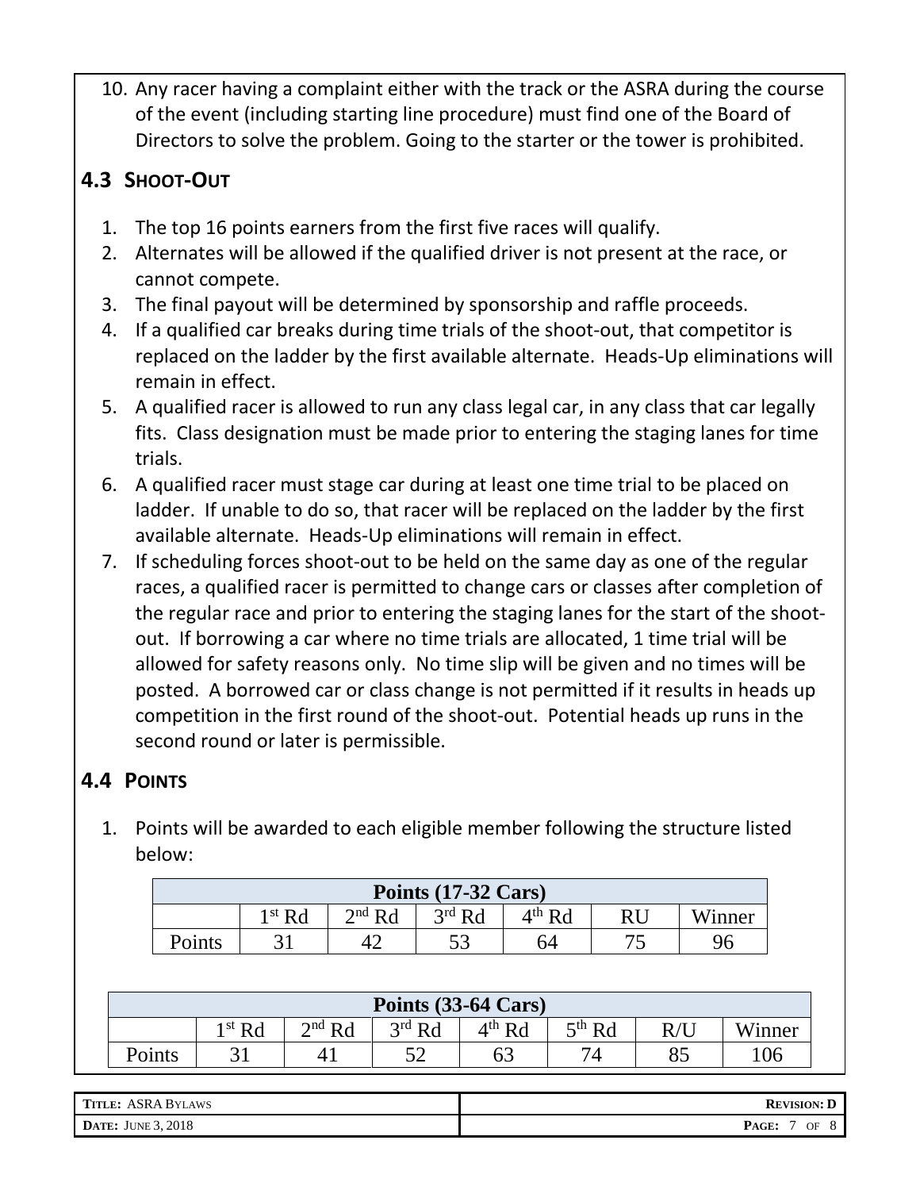10. Any racer having a complaint either with the track or the ASRA during the course of the event (including starting line procedure) must find one of the Board of Directors to solve the problem. Going to the starter or the tower is prohibited.

## 4.3 Shoot-Out

1. The top 16 points earners from the first five races will qualify.
2. Alternates will be allowed if the qualified driver is not present at the race, or cannot compete.
3. The final payout will be determined by sponsorship and raffle proceeds.
4. If a qualified car breaks during time trials of the shoot-out, that competitor is replaced on the ladder by the first available alternate. Heads-Up eliminations will remain in effect.
5. A qualified racer is allowed to run any class legal car, in any class that car legally fits. Class designation must be made prior to entering the staging lanes for time trials.
6. A qualified racer must stage car during at least one time trial to be placed on ladder. If unable to do so, that racer will be replaced on the ladder by the first available alternate. Heads-Up eliminations will remain in effect.
7. If scheduling forces shoot-out to be held on the same day as one of the regular races, a qualified racer is permitted to change cars or classes after completion of the regular race and prior to entering the staging lanes for the start of the shoot-out. If borrowing a car where no time trials are allocated, 1 time trial will be allowed for safety reasons only. No time slip will be given and no times will be posted. A borrowed car or class change is not permitted if it results in heads up competition in the first round of the shoot-out. Potential heads up runs in the second round or later is permissible.

## 4.4 Points

1. Points will be awarded to each eligible member following the structure listed below:

| Points (17-32 Cars) | | | | | | |
|---|---|---|---|---|---|---|
| | 1st Rd | 2nd Rd | 3rd Rd | 4th Rd | RU | Winner |
| Points | 31 | 42 | 53 | 64 | 75 | 96 |

| Points (33-64 Cars) | | | | | | | |
|---|---|---|---|---|---|---|---|
| | 1st Rd | 2nd Rd | 3rd Rd | 4th Rd | 5th Rd | R/U | Winner |
| Points | 31 | 41 | 52 | 63 | 74 | 85 | 106 |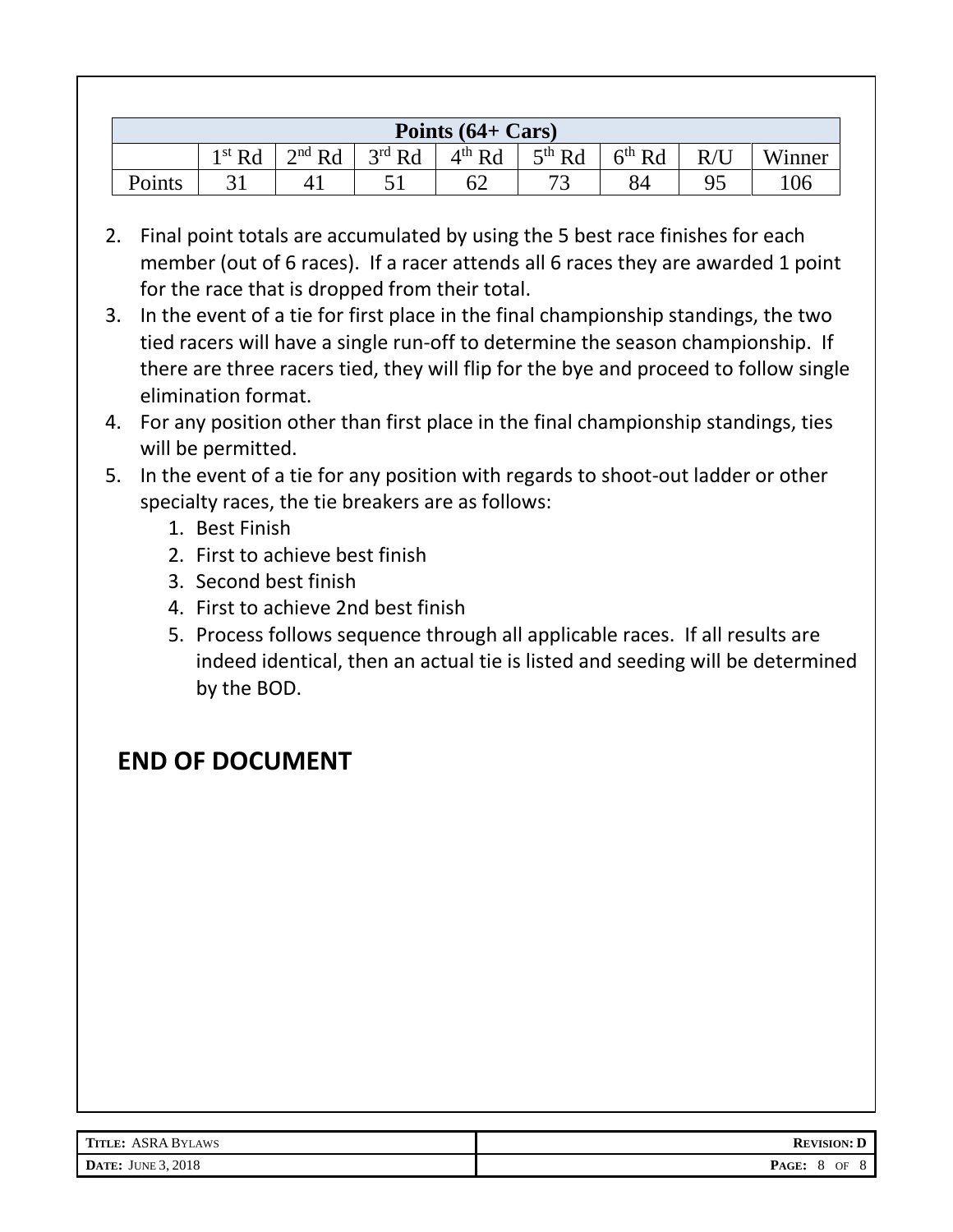| Points (64+ Cars) | | | | | | | | |
|---|---|---|---|---|---|---|---|---|
| | 1st Rd | 2nd Rd | 3rd Rd | 4th Rd | 5th Rd | 6th Rd | R/U | Winner |
| Points | 31 | 41 | 51 | 62 | 73 | 84 | 95 | 106 |

2. Final point totals are accumulated by using the 5 best race finishes for each member (out of 6 races). If a racer attends all 6 races they are awarded 1 point for the race that is dropped from their total.
3. In the event of a tie for first place in the final championship standings, the two tied racers will have a single run-off to determine the season championship. If there are three racers tied, they will flip for the bye and proceed to follow single elimination format.
4. For any position other than first place in the final championship standings, ties will be permitted.
5. In the event of a tie for any position with regards to shoot-out ladder or other specialty races, the tie breakers are as follows:
   1. Best Finish
   2. First to achieve best finish
   3. Second best finish
   4. First to achieve 2nd best finish
   5. Process follows sequence through all applicable races. If all results are indeed identical, then an actual tie is listed and seeding will be determined by the BOD.

## END OF DOCUMENT